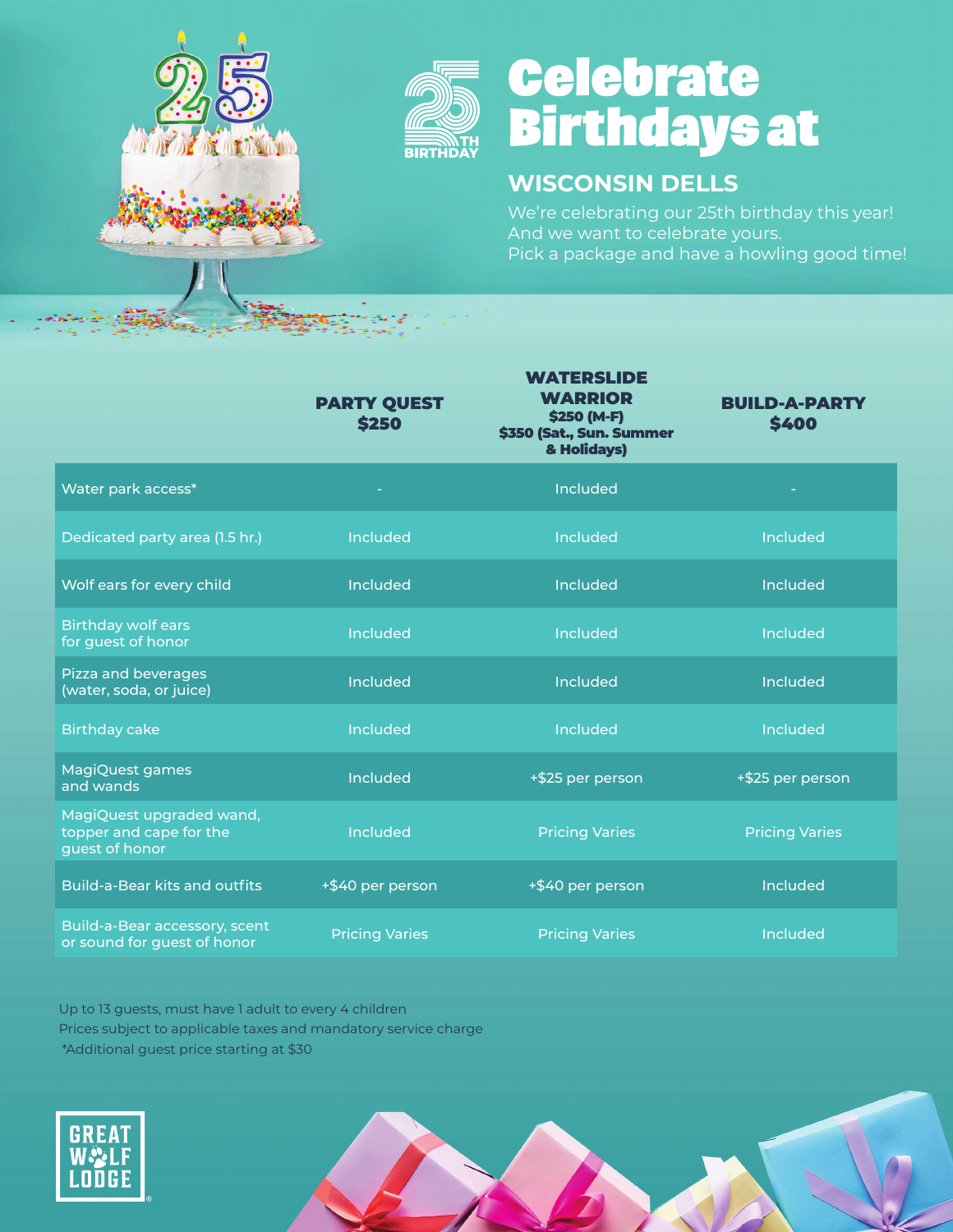25TH BIRTHDAY

# Celebrate Birthdays at

## WISCONSIN DELLS

We're celebrating our 25th birthday this year!
And we want to celebrate yours.
Pick a package and have a howling good time!

| | PARTY QUEST $250 | WATERSLIDE WARRIOR $250 (M-F) $350 (Sat., Sun. Summer & Holidays) | BUILD-A-PARTY $400 |
|---|---|---|---|
| Water park access* | - | Included | - |
| Dedicated party area (1.5 hr.) | Included | Included | Included |
| Wolf ears for every child | Included | Included | Included |
| Birthday wolf ears for guest of honor | Included | Included | Included |
| Pizza and beverages (water, soda, or juice) | Included | Included | Included |
| Birthday cake | Included | Included | Included |
| MagiQuest games and wands | Included | +$25 per person | +$25 per person |
| MagiQuest upgraded wand, topper and cape for the guest of honor | Included | Pricing Varies | Pricing Varies |
| Build-a-Bear kits and outfits | +$40 per person | +$40 per person | Included |
| Build-a-Bear accessory, scent or sound for guest of honor | Pricing Varies | Pricing Varies | Included |

Up to 13 guests, must have 1 adult to every 4 children
Prices subject to applicable taxes and mandatory service charge
*Additional guest price starting at $30

GREAT WOLF LODGE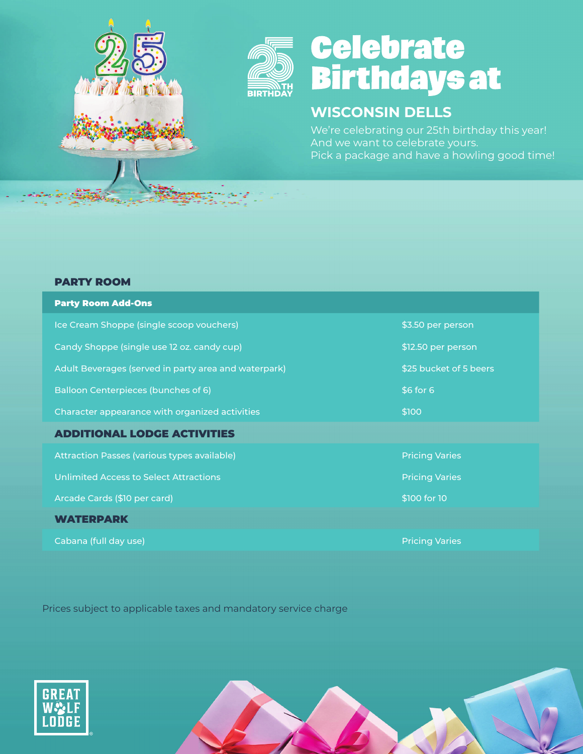# Celebrate Birthdays at

25TH BIRTHDAY

## WISCONSIN DELLS

We're celebrating our 25th birthday this year!
And we want to celebrate yours.
Pick a package and have a howling good time!

### PARTY ROOM

| Party Room Add-Ons | |
|---|---|
| Ice Cream Shoppe (single scoop vouchers) | $3.50 per person |
| Candy Shoppe (single use 12 oz. candy cup) | $12.50 per person |
| Adult Beverages (served in party area and waterpark) | $25 bucket of 5 beers |
| Balloon Centerpieces (bunches of 6) | $6 for 6 |
| Character appearance with organized activities | $100 |

### ADDITIONAL LODGE ACTIVITIES

| | |
|---|---|
| Attraction Passes (various types available) | Pricing Varies |
| Unlimited Access to Select Attractions | Pricing Varies |
| Arcade Cards ($10 per card) | $100 for 10 |

### WATERPARK

| | |
|---|---|
| Cabana (full day use) | Pricing Varies |

Prices subject to applicable taxes and mandatory service charge

GREAT WOLF LODGE